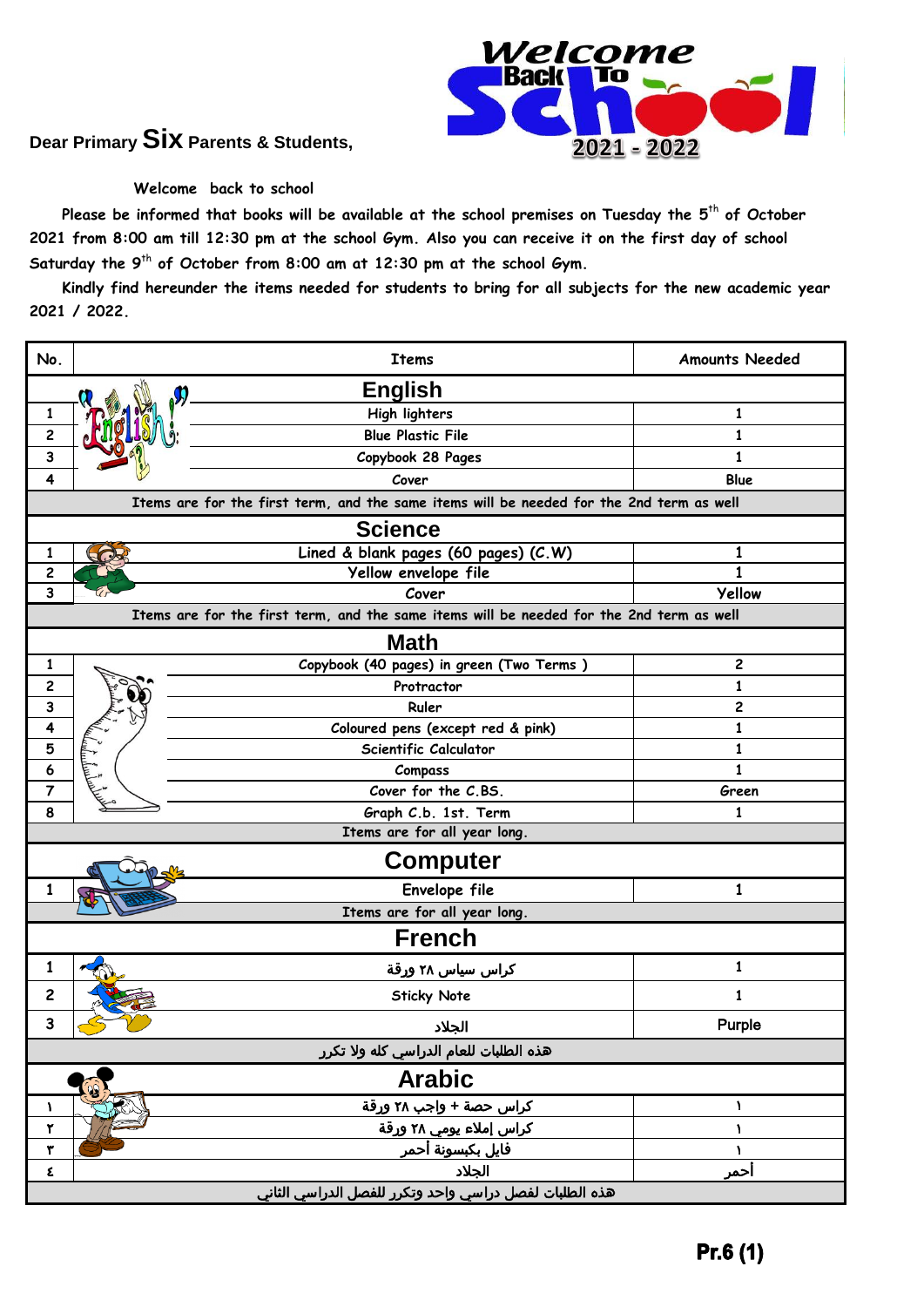Dear Primary **Six** Parents & Students,

Welcome back to school

Please be informed that books will be available at the school premises on Tuesday the 5th of October 2021 from 8:00 am till 12:30 pm at the school Gym. Also you can receive it on the first day of school Saturday the 9th of October from 8:00 am at 12:30 pm at the school Gym.

Kindly find hereunder the items needed for students to bring for all subjects for the new academic year 2021 / 2022.

| No. | Items | Amounts Needed |
|---|---|---|
| | **English** | |
| 1 | High lighters | 1 |
| 2 | Blue Plastic File | 1 |
| 3 | Copybook 28 Pages | 1 |
| 4 | Cover | Blue |
| | Items are for the first term, and the same items will be needed for the 2nd term as well | |
| | **Science** | |
| 1 | Lined & blank pages (60 pages) (C.W) | 1 |
| 2 | Yellow envelope file | 1 |
| 3 | Cover | Yellow |
| | Items are for the first term, and the same items will be needed for the 2nd term as well | |
| | **Math** | |
| 1 | Copybook (40 pages) in green (Two Terms ) | 2 |
| 2 | Protractor | 1 |
| 3 | Ruler | 2 |
| 4 | Coloured pens (except red & pink) | 1 |
| 5 | Scientific Calculator | 1 |
| 6 | Compass | 1 |
| 7 | Cover for the C.BS. | Green |
| 8 | Graph C.b. 1st. Term | 1 |
| | Items are for all year long. | |
| | **Computer** | |
| 1 | Envelope file | 1 |
| | Items are for all year long. | |
| | **French** | |
| 1 | كراس سياس ٢٨ ورقة | 1 |
| 2 | Sticky Note | 1 |
| 3 | الجلاد | Purple |
| | هذه الطلبات للعام الدراسي كله ولا تكرر | |
| | **Arabic** | |
| ١ | كراس حصة + واجب ٢٨ ورقة | ١ |
| ٢ | كراس إملاء يومي ٢٨ ورقة | ١ |
| ٣ | فايل بكبسونة أحمر | ١ |
| ٤ | الجلاد | أحمر |
| | هذه الطلبات لفصل دراسي واحد وتكرر للفصل الدراسي الثاني | |

**Pr.6 (1)**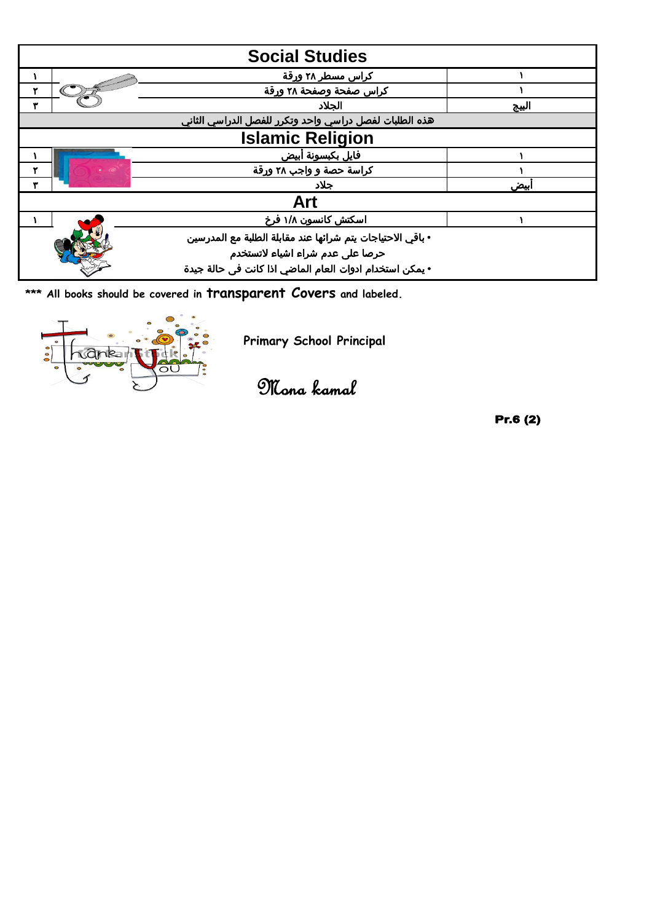| | | | |
|---|---|---|---|
| **Social Studies** | | | |
| ١ | | كراس مسطر ٢٨ ورقة | ١ |
| ٢ | | كراس صفحة وصفحة ٢٨ ورقة | ١ |
| ٣ | | الجلاد | البيج |
| هذه الطلبات لفصل دراسي واحد وتكرر للفصل الدراسي الثاني | | | |
| **Islamic Religion** | | | |
| ١ | | فايل بكبسونة أبيض | ١ |
| ٢ | | كراسة حصة و واجب ٢٨ ورقة | ١ |
| ٣ | | جلاد | أبيض |
| **Art** | | | |
| ١ | | اسكتش كانسون ١/٨ فرخ | ١ |
| | | • باقي الاحتياجات يتم شرائها عند مقابلة الطلبة مع المدرسين<br>حرصا على عدم شراء اشياء لاتستخدم<br>• يمكن استخدام ادوات العام الماضي اذا كانت في حالة جيدة | |

*** All books should be covered in **transparent Covers** and labeled.

Primary School Principal

Mona kamal

**Pr.6 (2)**